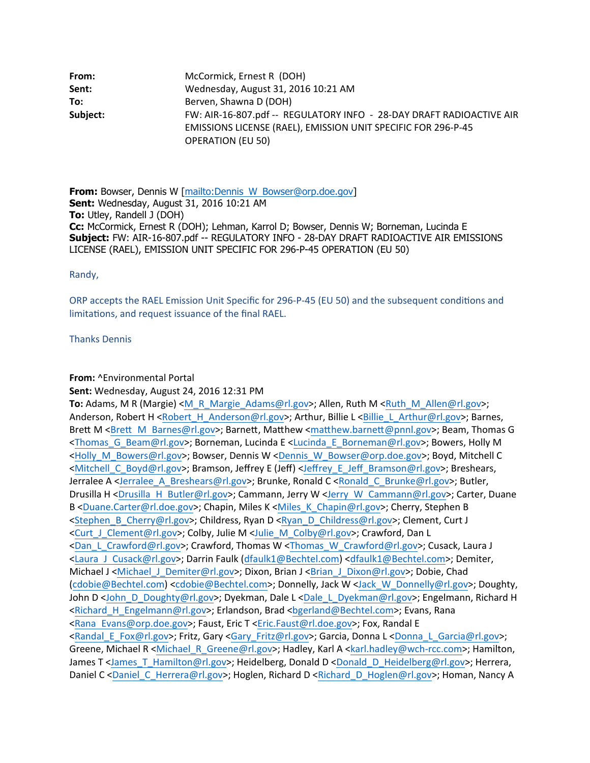**From:** McCormick, Ernest R (DOH)
**Sent:** Wednesday, August 31, 2016 10:21 AM
**To:** Berven, Shawna D (DOH)
**Subject:** FW: AIR-16-807.pdf -- REGULATORY INFO - 28-DAY DRAFT RADIOACTIVE AIR EMISSIONS LICENSE (RAEL), EMISSION UNIT SPECIFIC FOR 296-P-45 OPERATION (EU 50)

**From:** Bowser, Dennis W [mailto:Dennis_W_Bowser@orp.doe.gov]
**Sent:** Wednesday, August 31, 2016 10:21 AM
**To:** Utley, Randell J (DOH)
**Cc:** McCormick, Ernest R (DOH); Lehman, Karrol D; Bowser, Dennis W; Borneman, Lucinda E
**Subject:** FW: AIR-16-807.pdf -- REGULATORY INFO - 28-DAY DRAFT RADIOACTIVE AIR EMISSIONS LICENSE (RAEL), EMISSION UNIT SPECIFIC FOR 296-P-45 OPERATION (EU 50)

Randy,

ORP accepts the RAEL Emission Unit Specific for 296-P-45 (EU 50) and the subsequent conditions and limitations, and request issuance of the final RAEL.

Thanks Dennis

**From:** ^Environmental Portal
**Sent:** Wednesday, August 24, 2016 12:31 PM
**To:** Adams, M R (Margie) <M_R_Margie_Adams@rl.gov>; Allen, Ruth M <Ruth_M_Allen@rl.gov>; Anderson, Robert H <Robert_H_Anderson@rl.gov>; Arthur, Billie L <Billie_L_Arthur@rl.gov>; Barnes, Brett M <Brett_M_Barnes@rl.gov>; Barnett, Matthew <matthew.barnett@pnnl.gov>; Beam, Thomas G <Thomas_G_Beam@rl.gov>; Borneman, Lucinda E <Lucinda_E_Borneman@rl.gov>; Bowers, Holly M <Holly_M_Bowers@rl.gov>; Bowser, Dennis W <Dennis_W_Bowser@orp.doe.gov>; Boyd, Mitchell C <Mitchell_C_Boyd@rl.gov>; Bramson, Jeffrey E (Jeff) <Jeffrey_E_Jeff_Bramson@rl.gov>; Breshears, Jerralee A <Jerralee_A_Breshears@rl.gov>; Brunke, Ronald C <Ronald_C_Brunke@rl.gov>; Butler, Drusilla H <Drusilla_H_Butler@rl.gov>; Cammann, Jerry W <Jerry_W_Cammann@rl.gov>; Carter, Duane B <Duane.Carter@rl.doe.gov>; Chapin, Miles K <Miles_K_Chapin@rl.gov>; Cherry, Stephen B <Stephen_B_Cherry@rl.gov>; Childress, Ryan D <Ryan_D_Childress@rl.gov>; Clement, Curt J <Curt_J_Clement@rl.gov>; Colby, Julie M <Julie_M_Colby@rl.gov>; Crawford, Dan L <Dan_L_Crawford@rl.gov>; Crawford, Thomas W <Thomas_W_Crawford@rl.gov>; Cusack, Laura J <Laura_J_Cusack@rl.gov>; Darrin Faulk (dfaulk1@Bechtel.com) <dfaulk1@Bechtel.com>; Demiter, Michael J <Michael_J_Demiter@rl.gov>; Dixon, Brian J <Brian_J_Dixon@rl.gov>; Dobie, Chad (cdobie@Bechtel.com) <cdobie@Bechtel.com>; Donnelly, Jack W <Jack_W_Donnelly@rl.gov>; Doughty, John D <John_D_Doughty@rl.gov>; Dyekman, Dale L <Dale_L_Dyekman@rl.gov>; Engelmann, Richard H <Richard_H_Engelmann@rl.gov>; Erlandson, Brad <bgerland@Bechtel.com>; Evans, Rana <Rana_Evans@orp.doe.gov>; Faust, Eric T <Eric.Faust@rl.doe.gov>; Fox, Randal E <Randal_E_Fox@rl.gov>; Fritz, Gary <Gary_Fritz@rl.gov>; Garcia, Donna L <Donna_L_Garcia@rl.gov>; Greene, Michael R <Michael_R_Greene@rl.gov>; Hadley, Karl A <karl.hadley@wch-rcc.com>; Hamilton, James T <James_T_Hamilton@rl.gov>; Heidelberg, Donald D <Donald_D_Heidelberg@rl.gov>; Herrera, Daniel C <Daniel_C_Herrera@rl.gov>; Hoglen, Richard D <Richard_D_Hoglen@rl.gov>; Homan, Nancy A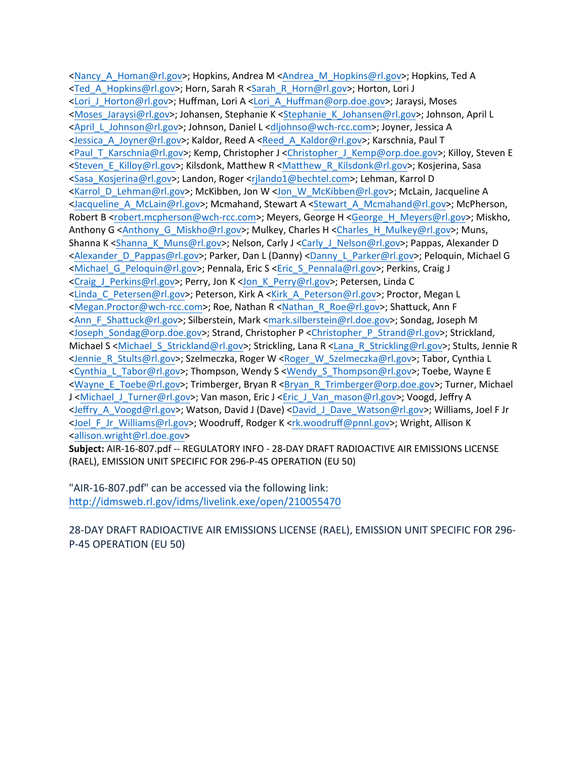<Nancy_A_Homan@rl.gov>; Hopkins, Andrea M <Andrea_M_Hopkins@rl.gov>; Hopkins, Ted A <Ted_A_Hopkins@rl.gov>; Horn, Sarah R <Sarah_R_Horn@rl.gov>; Horton, Lori J <Lori_J_Horton@rl.gov>; Huffman, Lori A <Lori_A_Huffman@orp.doe.gov>; Jaraysi, Moses <Moses_Jaraysi@rl.gov>; Johansen, Stephanie K <Stephanie_K_Johansen@rl.gov>; Johnson, April L <April_L_Johnson@rl.gov>; Johnson, Daniel L <dljohnso@wch-rcc.com>; Joyner, Jessica A <Jessica_A_Joyner@rl.gov>; Kaldor, Reed A <Reed_A_Kaldor@rl.gov>; Karschnia, Paul T <Paul_T_Karschnia@rl.gov>; Kemp, Christopher J <Christopher_J_Kemp@orp.doe.gov>; Killoy, Steven E <Steven_E_Killoy@rl.gov>; Kilsdonk, Matthew R <Matthew_R_Kilsdonk@rl.gov>; Kosjerina, Sasa <Sasa_Kosjerina@rl.gov>; Landon, Roger <rjlando1@bechtel.com>; Lehman, Karrol D <Karrol_D_Lehman@rl.gov>; McKibben, Jon W <Jon_W_McKibben@rl.gov>; McLain, Jacqueline A <Jacqueline_A_McLain@rl.gov>; Mcmahand, Stewart A <Stewart_A_Mcmahand@rl.gov>; McPherson, Robert B <robert.mcpherson@wch-rcc.com>; Meyers, George H <George_H_Meyers@rl.gov>; Miskho, Anthony G <Anthony_G_Miskho@rl.gov>; Mulkey, Charles H <Charles_H_Mulkey@rl.gov>; Muns, Shanna K <Shanna_K_Muns@rl.gov>; Nelson, Carly J <Carly_J_Nelson@rl.gov>; Pappas, Alexander D <Alexander_D_Pappas@rl.gov>; Parker, Dan L (Danny) <Danny_L_Parker@rl.gov>; Peloquin, Michael G <Michael_G_Peloquin@rl.gov>; Pennala, Eric S <Eric_S_Pennala@rl.gov>; Perkins, Craig J <Craig_J_Perkins@rl.gov>; Perry, Jon K <Jon_K_Perry@rl.gov>; Petersen, Linda C <Linda_C_Petersen@rl.gov>; Peterson, Kirk A <Kirk_A_Peterson@rl.gov>; Proctor, Megan L <Megan.Proctor@wch-rcc.com>; Roe, Nathan R <Nathan_R_Roe@rl.gov>; Shattuck, Ann F <Ann_F_Shattuck@rl.gov>; Silberstein, Mark <mark.silberstein@rl.doe.gov>; Sondag, Joseph M <Joseph_Sondag@orp.doe.gov>; Strand, Christopher P <Christopher_P_Strand@rl.gov>; Strickland, Michael S <Michael_S_Strickland@rl.gov>; Strickling, Lana R <Lana_R_Strickling@rl.gov>; Stults, Jennie R <Jennie_R_Stults@rl.gov>; Szelmeczka, Roger W <Roger_W_Szelmeczka@rl.gov>; Tabor, Cynthia L <Cynthia_L_Tabor@rl.gov>; Thompson, Wendy S <Wendy_S_Thompson@rl.gov>; Toebe, Wayne E <Wayne_E_Toebe@rl.gov>; Trimberger, Bryan R <Bryan_R_Trimberger@orp.doe.gov>; Turner, Michael J <Michael_J_Turner@rl.gov>; Van mason, Eric J <Eric_J_Van_mason@rl.gov>; Voogd, Jeffry A <Jeffry_A_Voogd@rl.gov>; Watson, David J (Dave) <David_J_Dave_Watson@rl.gov>; Williams, Joel F Jr <Joel_F_Jr_Williams@rl.gov>; Woodruff, Rodger K <rk.woodruff@pnnl.gov>; Wright, Allison K <allison.wright@rl.doe.gov>

**Subject:** AIR-16-807.pdf -- REGULATORY INFO - 28-DAY DRAFT RADIOACTIVE AIR EMISSIONS LICENSE (RAEL), EMISSION UNIT SPECIFIC FOR 296-P-45 OPERATION (EU 50)

"AIR-16-807.pdf" can be accessed via the following link:
http://idmsweb.rl.gov/idms/livelink.exe/open/210055470

28-DAY DRAFT RADIOACTIVE AIR EMISSIONS LICENSE (RAEL), EMISSION UNIT SPECIFIC FOR 296-P-45 OPERATION (EU 50)